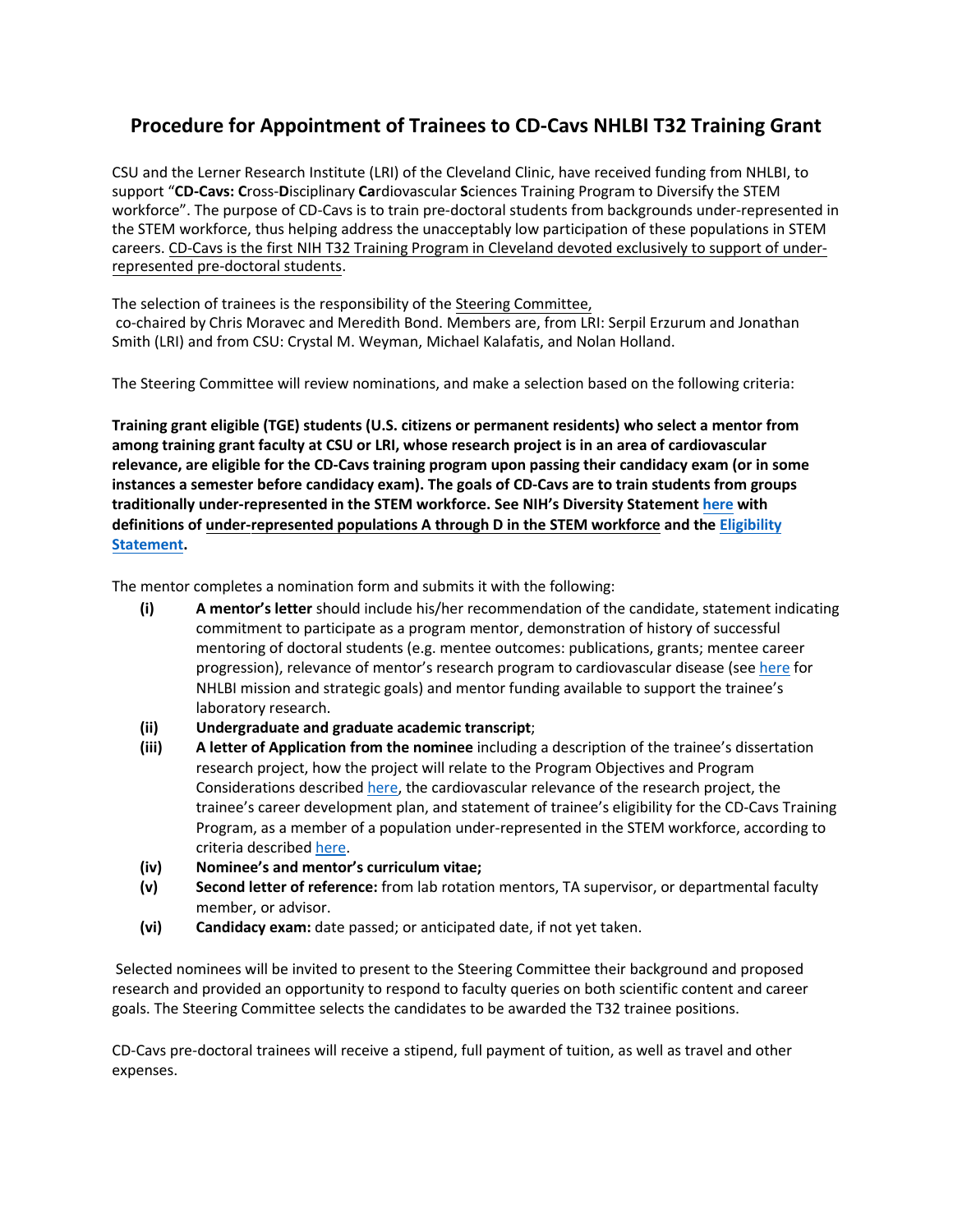# Procedure for Appointment of Trainees to CD-Cavs NHLBI T32 Training Grant

CSU and the Lerner Research Institute (LRI) of the Cleveland Clinic, have received funding from NHLBI, to support "**CD-Cavs: C**ross-**D**isciplinary **Ca**rdiovascular **S**ciences Training Program to Diversify the STEM workforce". The purpose of CD-Cavs is to train pre-doctoral students from backgrounds under-represented in the STEM workforce, thus helping address the unacceptably low participation of these populations in STEM careers. CD-Cavs is the first NIH T32 Training Program in Cleveland devoted exclusively to support of under-represented pre-doctoral students.

The selection of trainees is the responsibility of the Steering Committee, co-chaired by Chris Moravec and Meredith Bond. Members are, from LRI: Serpil Erzurum and Jonathan Smith (LRI) and from CSU: Crystal M. Weyman, Michael Kalafatis, and Nolan Holland.

The Steering Committee will review nominations, and make a selection based on the following criteria:

**Training grant eligible (TGE) students (U.S. citizens or permanent residents) who select a mentor from among training grant faculty at CSU or LRI, whose research project is in an area of cardiovascular relevance, are eligible for the CD-Cavs training program upon passing their candidacy exam (or in some instances a semester before candidacy exam). The goals of CD-Cavs are to train students from groups traditionally under-represented in the STEM workforce. See NIH's Diversity Statement here with definitions of under-represented populations A through D in the STEM workforce and the Eligibility Statement.**

The mentor completes a nomination form and submits it with the following:

- **(i)** **A mentor's letter** should include his/her recommendation of the candidate, statement indicating commitment to participate as a program mentor, demonstration of history of successful mentoring of doctoral students (e.g. mentee outcomes: publications, grants; mentee career progression), relevance of mentor's research program to cardiovascular disease (see here for NHLBI mission and strategic goals) and mentor funding available to support the trainee's laboratory research.
- **(ii)** **Undergraduate and graduate academic transcript**;
- **(iii)** **A letter of Application from the nominee** including a description of the trainee's dissertation research project, how the project will relate to the Program Objectives and Program Considerations described here, the cardiovascular relevance of the research project, the trainee's career development plan, and statement of trainee's eligibility for the CD-Cavs Training Program, as a member of a population under-represented in the STEM workforce, according to criteria described here.
- **(iv)** **Nominee's and mentor's curriculum vitae;**
- **(v)** **Second letter of reference:** from lab rotation mentors, TA supervisor, or departmental faculty member, or advisor.
- **(vi)** **Candidacy exam:** date passed; or anticipated date, if not yet taken.

Selected nominees will be invited to present to the Steering Committee their background and proposed research and provided an opportunity to respond to faculty queries on both scientific content and career goals. The Steering Committee selects the candidates to be awarded the T32 trainee positions.

CD-Cavs pre-doctoral trainees will receive a stipend, full payment of tuition, as well as travel and other expenses.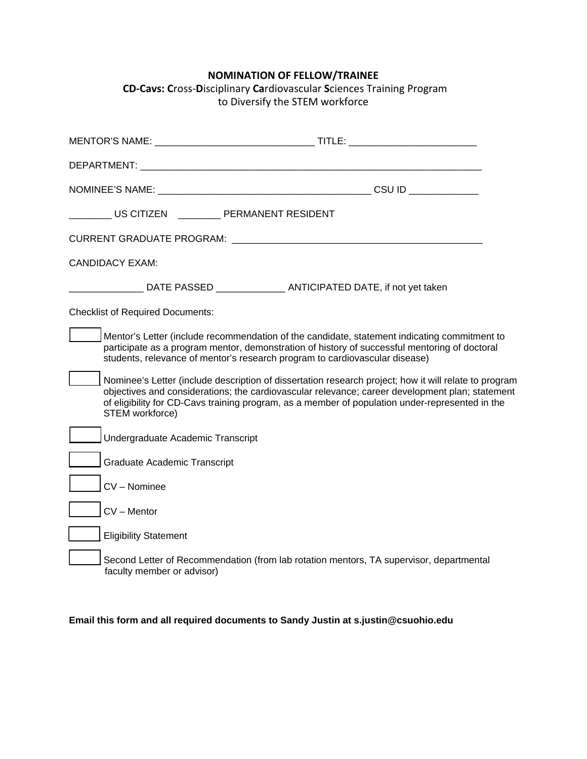## NOMINATION OF FELLOW/TRAINEE

**CD-Cavs: C**ross-**D**isciplinary **Ca**rdiovascular **S**ciences Training Program
to Diversify the STEM workforce

MENTOR'S NAME: ______________________________ TITLE: ________________________

DEPARTMENT: _________________________________________________________________

NOMINEE'S NAME: ________________________________________ CSU ID _____________

________ US CITIZEN ________ PERMANENT RESIDENT

CURRENT GRADUATE PROGRAM: _______________________________________________

CANDIDACY EXAM:

______________ DATE PASSED _____________ ANTICIPATED DATE, if not yet taken

Checklist of Required Documents:

- [ ] Mentor's Letter (include recommendation of the candidate, statement indicating commitment to participate as a program mentor, demonstration of history of successful mentoring of doctoral students, relevance of mentor's research program to cardiovascular disease)
- [ ] Nominee's Letter (include description of dissertation research project; how it will relate to program objectives and considerations; the cardiovascular relevance; career development plan; statement of eligibility for CD-Cavs training program, as a member of population under-represented in the STEM workforce)
- [ ] Undergraduate Academic Transcript
- [ ] Graduate Academic Transcript
- [ ] CV – Nominee
- [ ] CV – Mentor
- [ ] Eligibility Statement
- [ ] Second Letter of Recommendation (from lab rotation mentors, TA supervisor, departmental faculty member or advisor)

**Email this form and all required documents to Sandy Justin at s.justin@csuohio.edu**